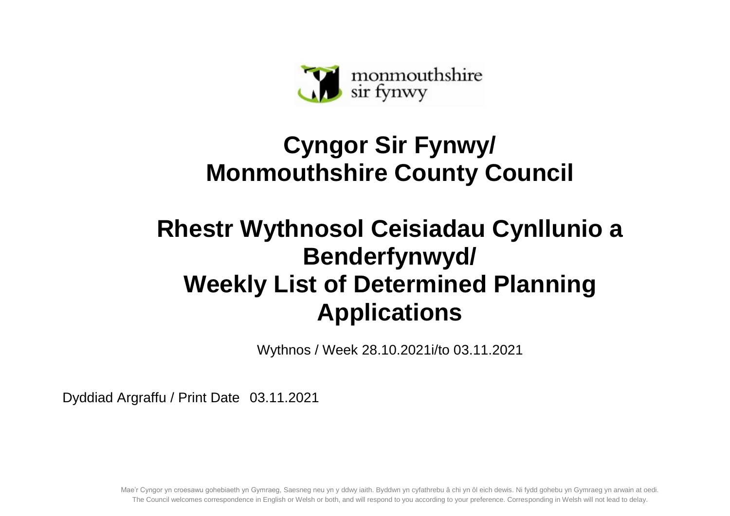monmouthshire
sir fynwy

# Cyngor Sir Fynwy/ Monmouthshire County Council

# Rhestr Wythnosol Ceisiadau Cynllunio a Benderfynwyd/ Weekly List of Determined Planning Applications

Wythnos / Week 28.10.2021i/to 03.11.2021

Dyddiad Argraffu / Print Date 03.11.2021

Mae'r Cyngor yn croesawu gohebiaeth yn Gymraeg, Saesneg neu yn y ddwy iaith. Byddwn yn cyfathrebu â chi yn ôl eich dewis. Ni fydd gohebu yn Gymraeg yn arwain at oedi.
The Council welcomes correspondence in English or Welsh or both, and will respond to you according to your preference. Corresponding in Welsh will not lead to delay.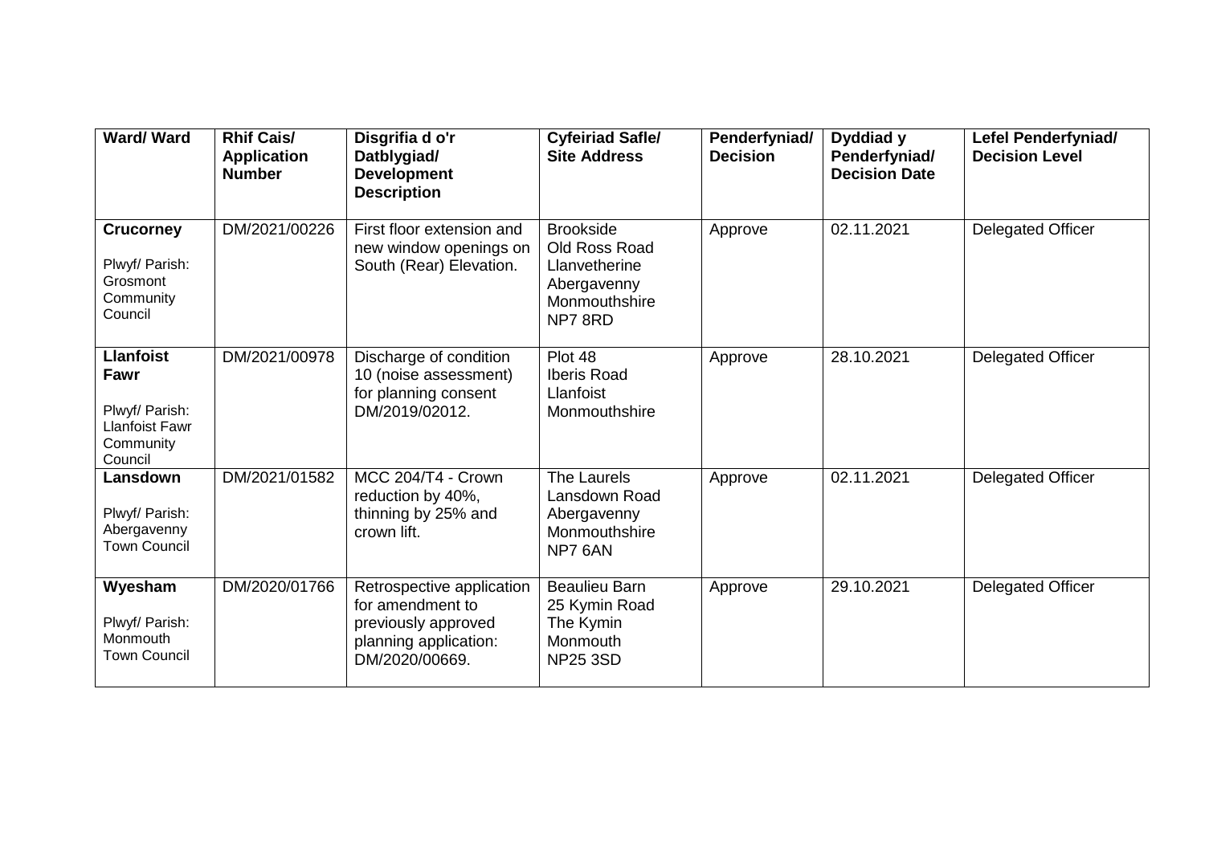| Ward/ Ward | Rhif Cais/ Application Number | Disgrifia d o'r Datblygiad/ Development Description | Cyfeiriad Safle/ Site Address | Penderfyniad/ Decision | Dyddiad y Penderfyniad/ Decision Date | Lefel Penderfyniad/ Decision Level |
|---|---|---|---|---|---|---|
| **Crucorney**<br>Plwyf/ Parish: Grosmont Community Council | DM/2021/00226 | First floor extension and new window openings on South (Rear) Elevation. | Brookside<br>Old Ross Road<br>Llanvetherine<br>Abergavenny<br>Monmouthshire<br>NP7 8RD | Approve | 02.11.2021 | Delegated Officer |
| **Llanfoist Fawr**<br>Plwyf/ Parish: Llanfoist Fawr Community Council | DM/2021/00978 | Discharge of condition 10 (noise assessment) for planning consent DM/2019/02012. | Plot 48<br>Iberis Road<br>Llanfoist<br>Monmouthshire | Approve | 28.10.2021 | Delegated Officer |
| **Lansdown**<br>Plwyf/ Parish: Abergavenny Town Council | DM/2021/01582 | MCC 204/T4 - Crown reduction by 40%, thinning by 25% and crown lift. | The Laurels<br>Lansdown Road<br>Abergavenny<br>Monmouthshire<br>NP7 6AN | Approve | 02.11.2021 | Delegated Officer |
| **Wyesham**<br>Plwyf/ Parish: Monmouth Town Council | DM/2020/01766 | Retrospective application for amendment to previously approved planning application: DM/2020/00669. | Beaulieu Barn<br>25 Kymin Road<br>The Kymin<br>Monmouth<br>NP25 3SD | Approve | 29.10.2021 | Delegated Officer |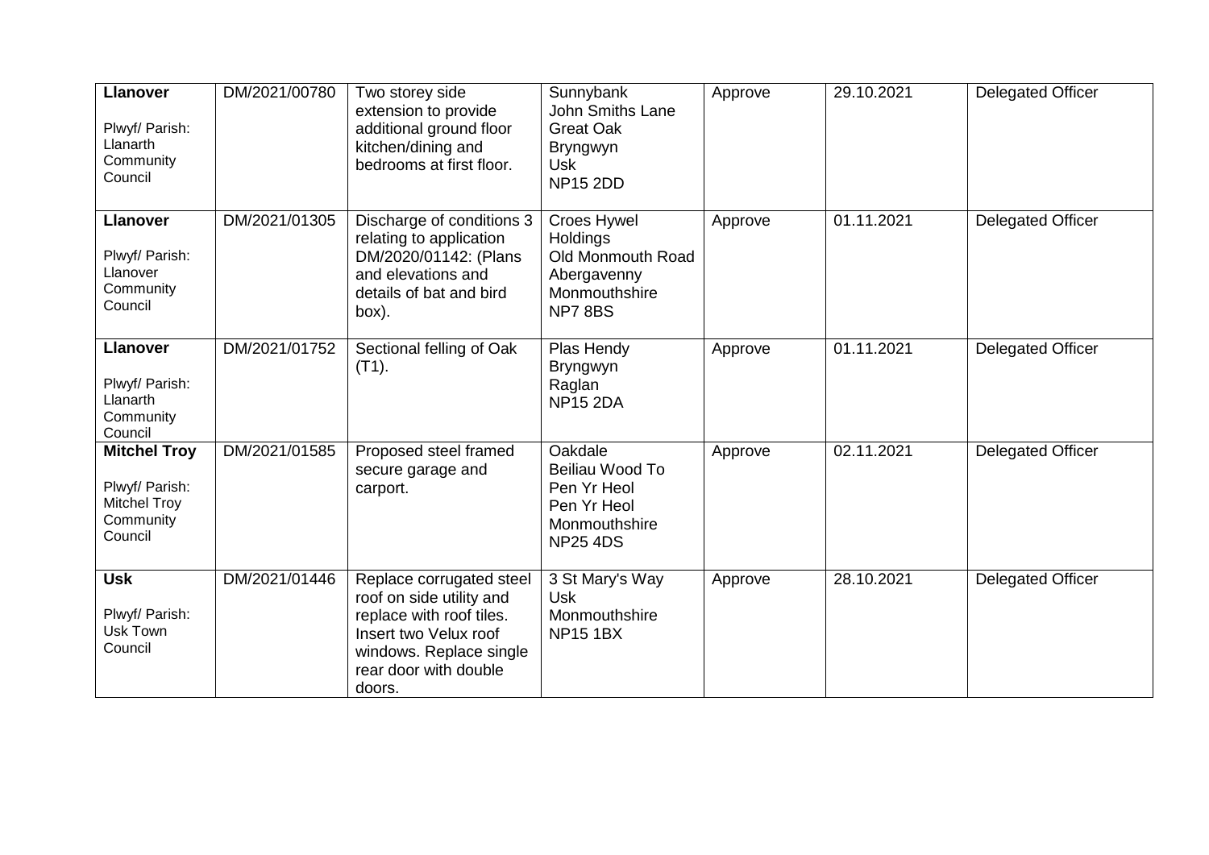| | | | | | | |
|---|---|---|---|---|---|---|
| **Llanover**<br><br>Plwyf/ Parish: Llanarth Community Council | DM/2021/00780 | Two storey side extension to provide additional ground floor kitchen/dining and bedrooms at first floor. | Sunnybank<br>John Smiths Lane<br>Great Oak<br>Bryngwyn<br>Usk<br>NP15 2DD | Approve | 29.10.2021 | Delegated Officer |
| **Llanover**<br><br>Plwyf/ Parish: Llanover Community Council | DM/2021/01305 | Discharge of conditions 3 relating to application DM/2020/01142: (Plans and elevations and details of bat and bird box). | Croes Hywel Holdings<br>Old Monmouth Road<br>Abergavenny<br>Monmouthshire<br>NP7 8BS | Approve | 01.11.2021 | Delegated Officer |
| **Llanover**<br><br>Plwyf/ Parish: Llanarth Community Council | DM/2021/01752 | Sectional felling of Oak (T1). | Plas Hendy<br>Bryngwyn<br>Raglan<br>NP15 2DA | Approve | 01.11.2021 | Delegated Officer |
| **Mitchel Troy**<br><br>Plwyf/ Parish: Mitchel Troy Community Council | DM/2021/01585 | Proposed steel framed secure garage and carport. | Oakdale<br>Beiliau Wood To<br>Pen Yr Heol<br>Pen Yr Heol<br>Monmouthshire<br>NP25 4DS | Approve | 02.11.2021 | Delegated Officer |
| **Usk**<br><br>Plwyf/ Parish: Usk Town Council | DM/2021/01446 | Replace corrugated steel roof on side utility and replace with roof tiles. Insert two Velux roof windows. Replace single rear door with double doors. | 3 St Mary's Way<br>Usk<br>Monmouthshire<br>NP15 1BX | Approve | 28.10.2021 | Delegated Officer |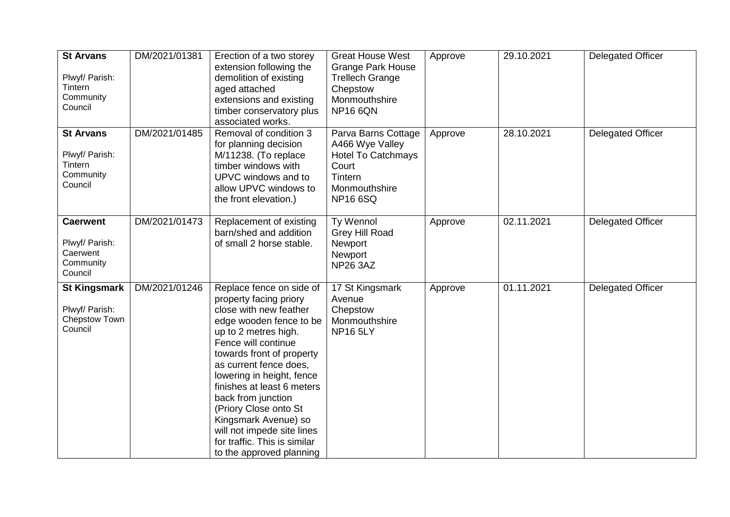| **St Arvans**<br><br>Plwyf/ Parish: Tintern Community Council | DM/2021/01381 | Erection of a two storey extension following the demolition of existing aged attached extensions and existing timber conservatory plus associated works. | Great House West Grange Park House Trellech Grange Chepstow Monmouthshire NP16 6QN | Approve | 29.10.2021 | Delegated Officer |
|---|---|---|---|---|---|---|
| **St Arvans**<br><br>Plwyf/ Parish: Tintern Community Council | DM/2021/01485 | Removal of condition 3 for planning decision M/11238. (To replace timber windows with UPVC windows and to allow UPVC windows to the front elevation.) | Parva Barns Cottage A466 Wye Valley Hotel To Catchmays Court Tintern Monmouthshire NP16 6SQ | Approve | 28.10.2021 | Delegated Officer |
| **Caerwent**<br><br>Plwyf/ Parish: Caerwent Community Council | DM/2021/01473 | Replacement of existing barn/shed and addition of small 2 horse stable. | Ty Wennol Grey Hill Road Newport Newport NP26 3AZ | Approve | 02.11.2021 | Delegated Officer |
| **St Kingsmark**<br><br>Plwyf/ Parish: Chepstow Town Council | DM/2021/01246 | Replace fence on side of property facing priory close with new feather edge wooden fence to be up to 2 metres high. Fence will continue towards front of property as current fence does, lowering in height, fence finishes at least 6 meters back from junction (Priory Close onto St Kingsmark Avenue) so will not impede site lines for traffic. This is similar to the approved planning | 17 St Kingsmark Avenue Chepstow Monmouthshire NP16 5LY | Approve | 01.11.2021 | Delegated Officer |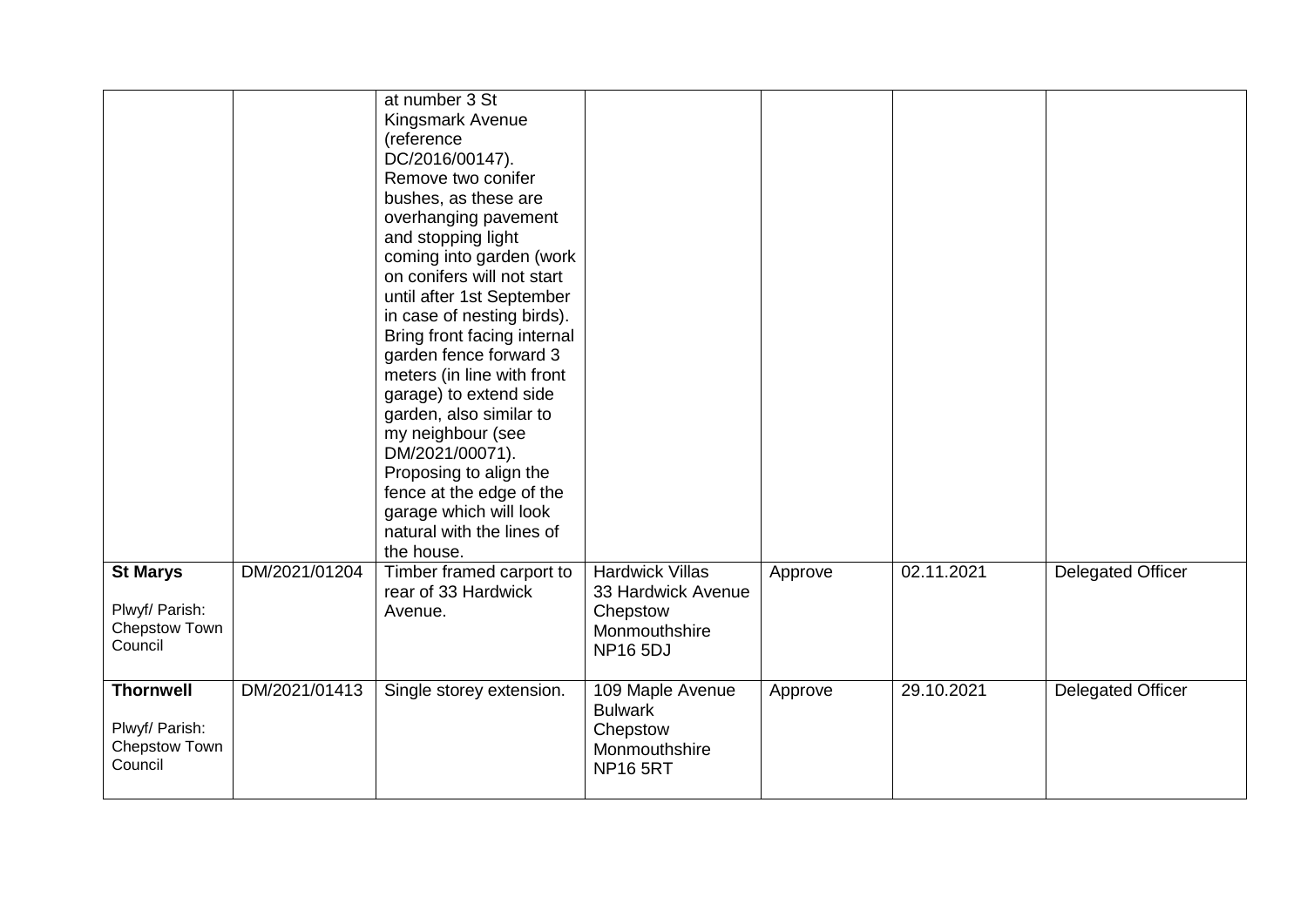| | | | | | | |
|---|---|---|---|---|---|---|
| | | at number 3 St Kingsmark Avenue (reference DC/2016/00147). Remove two conifer bushes, as these are overhanging pavement and stopping light coming into garden (work on conifers will not start until after 1st September in case of nesting birds). Bring front facing internal garden fence forward 3 meters (in line with front garage) to extend side garden, also similar to my neighbour (see DM/2021/00071). Proposing to align the fence at the edge of the garage which will look natural with the lines of the house. | | | | |
| **St Marys**<br><br>Plwyf/ Parish: Chepstow Town Council | DM/2021/01204 | Timber framed carport to rear of 33 Hardwick Avenue. | Hardwick Villas<br>33 Hardwick Avenue<br>Chepstow<br>Monmouthshire<br>NP16 5DJ | Approve | 02.11.2021 | Delegated Officer |
| **Thornwell**<br><br>Plwyf/ Parish: Chepstow Town Council | DM/2021/01413 | Single storey extension. | 109 Maple Avenue<br>Bulwark<br>Chepstow<br>Monmouthshire<br>NP16 5RT | Approve | 29.10.2021 | Delegated Officer |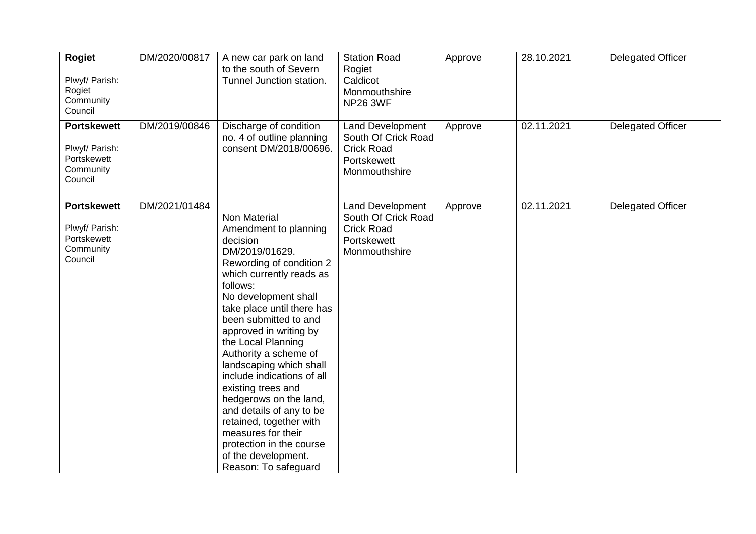| **Rogiet**<br><br>Plwyf/ Parish: Rogiet Community Council | DM/2020/00817 | A new car park on land to the south of Severn Tunnel Junction station. | Station Road Rogiet Caldicot Monmouthshire NP26 3WF | Approve | 28.10.2021 | Delegated Officer |
|---|---|---|---|---|---|---|
| **Portskewett**<br><br>Plwyf/ Parish: Portskewett Community Council | DM/2019/00846 | Discharge of condition no. 4 of outline planning consent DM/2018/00696. | Land Development South Of Crick Road Crick Road Portskewett Monmouthshire | Approve | 02.11.2021 | Delegated Officer |
| **Portskewett**<br><br>Plwyf/ Parish: Portskewett Community Council | DM/2021/01484 | Non Material Amendment to planning decision DM/2019/01629. Rewording of condition 2 which currently reads as follows: No development shall take place until there has been submitted to and approved in writing by the Local Planning Authority a scheme of landscaping which shall include indications of all existing trees and hedgerows on the land, and details of any to be retained, together with measures for their protection in the course of the development. Reason: To safeguard | Land Development South Of Crick Road Crick Road Portskewett Monmouthshire | Approve | 02.11.2021 | Delegated Officer |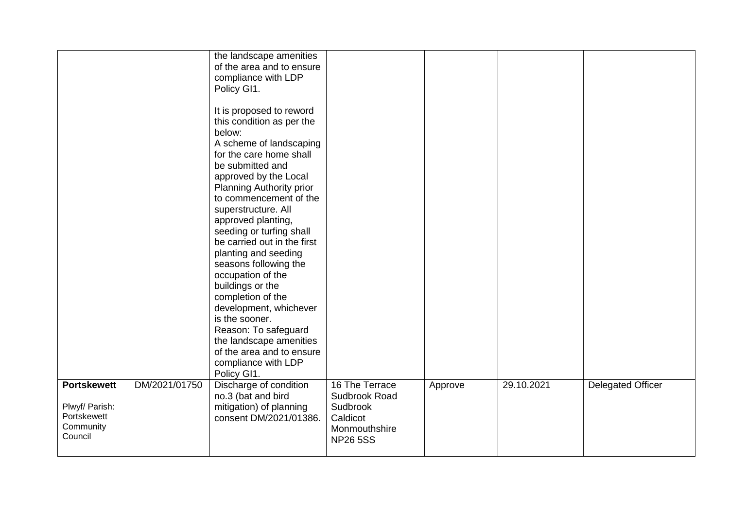| | | | | | | |
|---|---|---|---|---|---|---|
| | | the landscape amenities of the area and to ensure compliance with LDP Policy GI1.<br><br>It is proposed to reword this condition as per the below:<br>A scheme of landscaping for the care home shall be submitted and approved by the Local Planning Authority prior to commencement of the superstructure. All approved planting, seeding or turfing shall be carried out in the first planting and seeding seasons following the occupation of the buildings or the completion of the development, whichever is the sooner.<br>Reason: To safeguard the landscape amenities of the area and to ensure compliance with LDP Policy GI1. | | | | |
| **Portskewett**<br><br>Plwyf/ Parish: Portskewett Community Council | DM/2021/01750 | Discharge of condition no.3 (bat and bird mitigation) of planning consent DM/2021/01386. | 16 The Terrace<br>Sudbrook Road<br>Sudbrook<br>Caldicot<br>Monmouthshire<br>NP26 5SS | Approve | 29.10.2021 | Delegated Officer |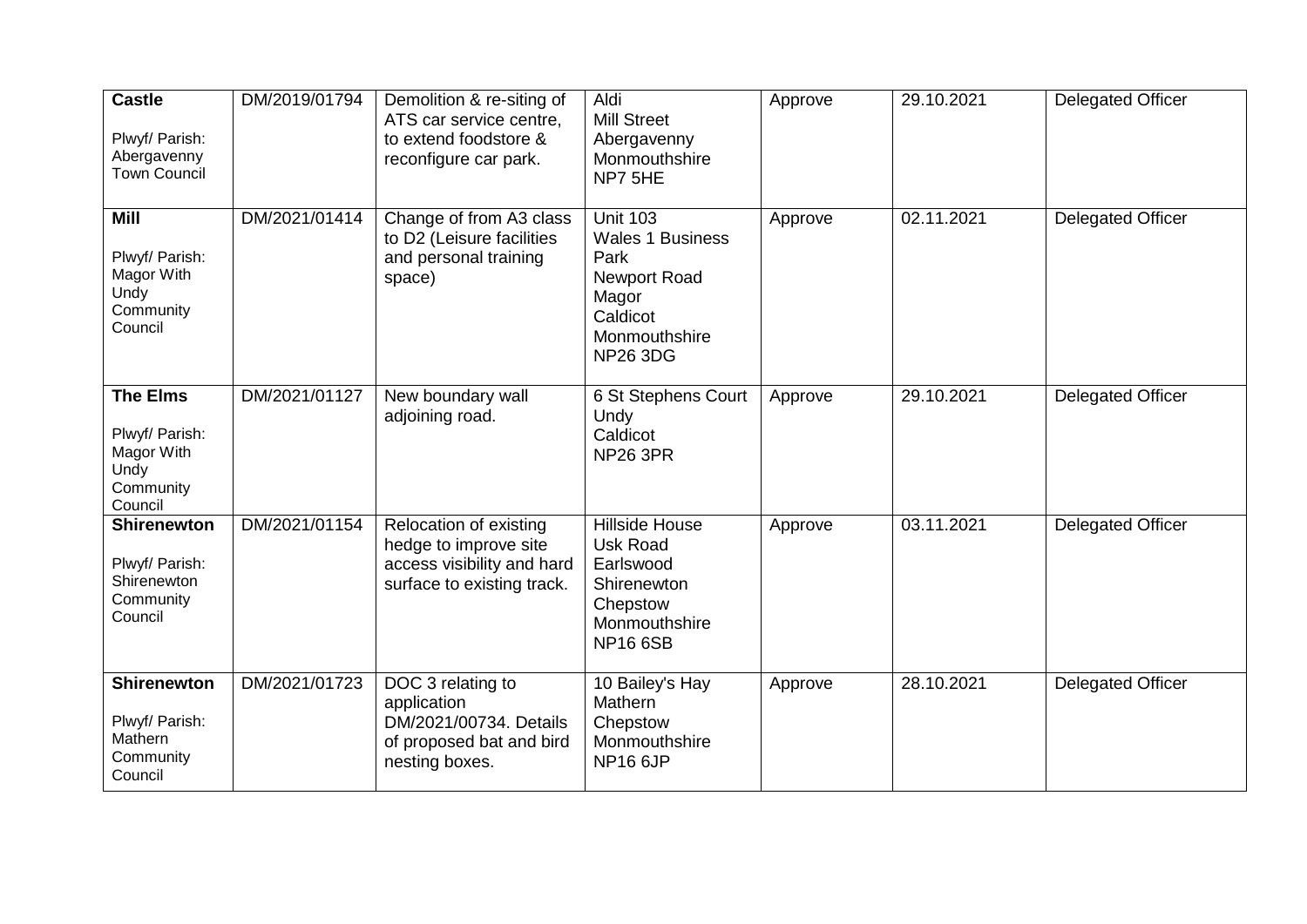| | | | | | | |
|---|---|---|---|---|---|---|
| **Castle**<br><br>Plwyf/ Parish: Abergavenny Town Council | DM/2019/01794 | Demolition & re-siting of ATS car service centre, to extend foodstore & reconfigure car park. | Aldi<br>Mill Street<br>Abergavenny<br>Monmouthshire<br>NP7 5HE | Approve | 29.10.2021 | Delegated Officer |
| **Mill**<br><br>Plwyf/ Parish: Magor With Undy Community Council | DM/2021/01414 | Change of from A3 class to D2 (Leisure facilities and personal training space) | Unit 103<br>Wales 1 Business Park<br>Newport Road<br>Magor<br>Caldicot<br>Monmouthshire<br>NP26 3DG | Approve | 02.11.2021 | Delegated Officer |
| **The Elms**<br><br>Plwyf/ Parish: Magor With Undy Community Council | DM/2021/01127 | New boundary wall adjoining road. | 6 St Stephens Court<br>Undy<br>Caldicot<br>NP26 3PR | Approve | 29.10.2021 | Delegated Officer |
| **Shirenewton**<br><br>Plwyf/ Parish: Shirenewton Community Council | DM/2021/01154 | Relocation of existing hedge to improve site access visibility and hard surface to existing track. | Hillside House<br>Usk Road<br>Earlswood<br>Shirenewton<br>Chepstow<br>Monmouthshire<br>NP16 6SB | Approve | 03.11.2021 | Delegated Officer |
| **Shirenewton**<br><br>Plwyf/ Parish: Mathern Community Council | DM/2021/01723 | DOC 3 relating to application DM/2021/00734. Details of proposed bat and bird nesting boxes. | 10 Bailey's Hay<br>Mathern<br>Chepstow<br>Monmouthshire<br>NP16 6JP | Approve | 28.10.2021 | Delegated Officer |